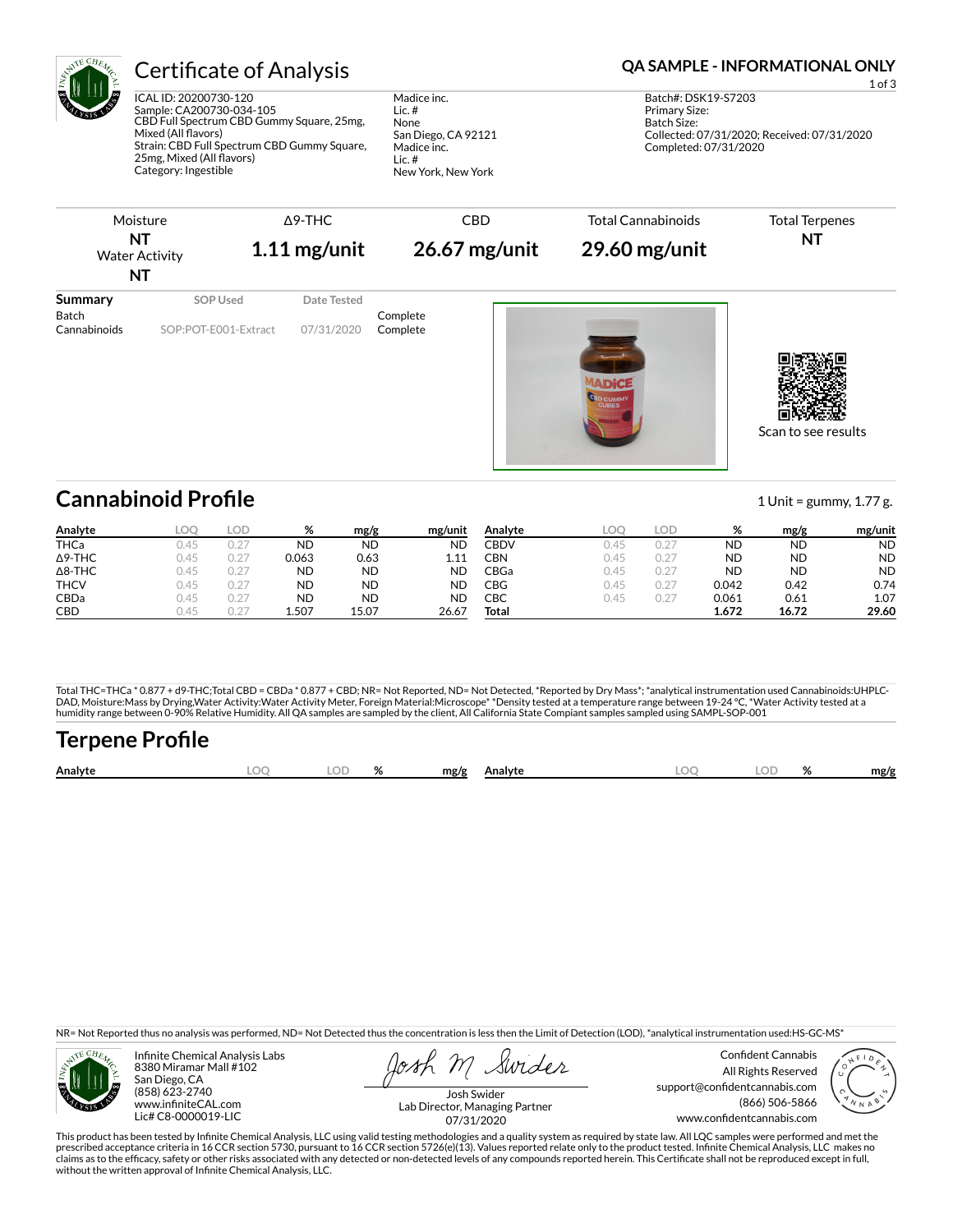# Certificate of Analysis

**QA SAMPLE - INFORMATIONAL ONLY**

ICAL ID: 20200730-120
Sample: CA200730-034-105
CBD Full Spectrum CBD Gummy Square, 25mg, Mixed (All flavors)
Strain: CBD Full Spectrum CBD Gummy Square, 25mg, Mixed (All flavors)
Category: Ingestible

Madice inc.
Lic. #
None
San Diego, CA 92121
Madice inc.
Lic. #
New York, New York

Batch#: DSK19-S7203
Primary Size:
Batch Size:
Collected: 07/31/2020; Received: 07/31/2020
Completed: 07/31/2020

| Moisture | Δ9-THC | CBD | Total Cannabinoids | Total Terpenes |
|---|---|---|---|---|
| NT | 1.11 mg/unit | 26.67 mg/unit | 29.60 mg/unit | NT |
| Water Activity NT | | | | |

| Summary | SOP Used | Date Tested | |
|---|---|---|---|
| Batch | | | Complete |
| Cannabinoids | SOP:POT-E001-Extract | 07/31/2020 | Complete |

Scan to see results

## Cannabinoid Profile

1 Unit = gummy, 1.77 g.

| Analyte | LOQ | LOD | % | mg/g | mg/unit |
|---|---|---|---|---|---|
| THCa | 0.45 | 0.27 | ND | ND | ND |
| Δ9-THC | 0.45 | 0.27 | 0.063 | 0.63 | 1.11 |
| Δ8-THC | 0.45 | 0.27 | ND | ND | ND |
| THCV | 0.45 | 0.27 | ND | ND | ND |
| CBDa | 0.45 | 0.27 | ND | ND | ND |
| CBD | 0.45 | 0.27 | 1.507 | 15.07 | 26.67 |
| CBDV | 0.45 | 0.27 | ND | ND | ND |
| CBN | 0.45 | 0.27 | ND | ND | ND |
| CBGa | 0.45 | 0.27 | ND | ND | ND |
| CBG | 0.45 | 0.27 | 0.042 | 0.42 | 0.74 |
| CBC | 0.45 | 0.27 | 0.061 | 0.61 | 1.07 |
| **Total** | | | **1.672** | **16.72** | **29.60** |

Total THC=THCa * 0.877 + d9-THC;Total CBD = CBDa * 0.877 + CBD; NR= Not Reported, ND= Not Detected, *Reported by Dry Mass*; *analytical instrumentation used Cannabinoids:UHPLC-DAD, Moisture:Mass by Drying,Water Activity:Water Activity Meter, Foreign Material:Microscope* *Density tested at a temperature range between 19-24 °C, *Water Activity tested at a humidity range between 0-90% Relative Humidity. All QA samples are sampled by the client, All California State Compiant samples sampled using SAMPL-SOP-001

## Terpene Profile

| Analyte | LOQ | LOD | % | mg/g | Analyte | LOQ | LOD | % | mg/g |
|---|---|---|---|---|---|---|---|---|---|

NR= Not Reported thus no analysis was performed, ND= Not Detected thus the concentration is less then the Limit of Detection (LOD), *analytical instrumentation used:HS-GC-MS*

Infinite Chemical Analysis Labs
8380 Miramar Mall #102
San Diego, CA
(858) 623-2740
www.infiniteCAL.com
Lic# C8-0000019-LIC

Josh Swider
Lab Director, Managing Partner
07/31/2020

Confident Cannabis
All Rights Reserved
support@confidentcannabis.com
(866) 506-5866
www.confidentcannabis.com

This product has been tested by Infinite Chemical Analysis, LLC using valid testing methodologies and a quality system as required by state law. All LQC samples were performed and met the prescribed acceptance criteria in 16 CCR section 5730, pursuant to 16 CCR section 5726(e)(13). Values reported relate only to the product tested. Infinite Chemical Analysis, LLC makes no claims as to the efficacy, safety or other risks associated with any detected or non-detected levels of any compounds reported herein. This Certificate shall not be reproduced except in full, without the written approval of Infinite Chemical Analysis, LLC.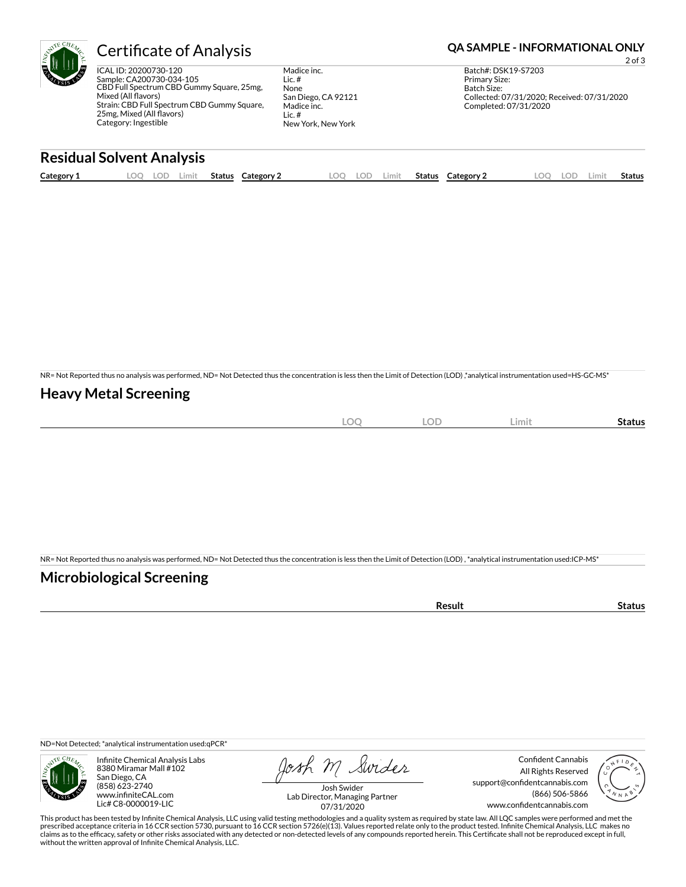# Certificate of Analysis

**QA SAMPLE - INFORMATIONAL ONLY**

ICAL ID: 20200730-120
Sample: CA200730-034-105
CBD Full Spectrum CBD Gummy Square, 25mg, Mixed (All flavors)
Strain: CBD Full Spectrum CBD Gummy Square, 25mg, Mixed (All flavors)
Category: Ingestible

Madice inc.
Lic. #
None
San Diego, CA 92121
Madice inc.
Lic. #
New York, New York

Batch#: DSK19-S7203
Primary Size:
Batch Size:
Collected: 07/31/2020; Received: 07/31/2020
Completed: 07/31/2020

## Residual Solvent Analysis

| Category 1 | LOQ | LOD | Limit | Status | Category 2 | LOQ | LOD | Limit | Status | Category 2 | LOQ | LOD | Limit | Status |
|---|---|---|---|---|---|---|---|---|---|---|---|---|---|---|

NR= Not Reported thus no analysis was performed, ND= Not Detected thus the concentration is less then the Limit of Detection (LOD) ,*analytical instrumentation used=HS-GC-MS*

## Heavy Metal Screening

| | LOQ | LOD | Limit | Status |
|---|---|---|---|---|

NR= Not Reported thus no analysis was performed, ND= Not Detected thus the concentration is less then the Limit of Detection (LOD) , *analytical instrumentation used:ICP-MS*

## Microbiological Screening

| | Result | Status |
|---|---|---|

ND=Not Detected; *analytical instrumentation used:qPCR*

Infinite Chemical Analysis Labs
8380 Miramar Mall #102
San Diego, CA
(858) 623-2740
www.infiniteCAL.com
Lic# C8-0000019-LIC

Josh Swider
Lab Director, Managing Partner
07/31/2020

Confident Cannabis
All Rights Reserved
support@confidentcannabis.com
(866) 506-5866
www.confidentcannabis.com

This product has been tested by Infinite Chemical Analysis, LLC using valid testing methodologies and a quality system as required by state law. All LQC samples were performed and met the prescribed acceptance criteria in 16 CCR section 5730, pursuant to 16 CCR section 5726(e)(13). Values reported relate only to the product tested. Infinite Chemical Analysis, LLC makes no claims as to the efficacy, safety or other risks associated with any detected or non-detected levels of any compounds reported herein. This Certificate shall not be reproduced except in full, without the written approval of Infinite Chemical Analysis, LLC.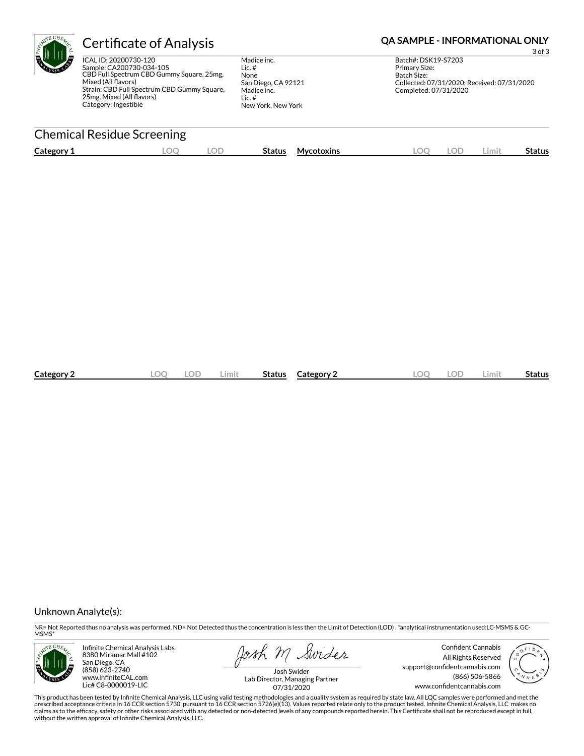# Certificate of Analysis

**QA SAMPLE - INFORMATIONAL ONLY**

ICAL ID: 20200730-120
Sample: CA200730-034-105
CBD Full Spectrum CBD Gummy Square, 25mg, Mixed (All flavors)
Strain: CBD Full Spectrum CBD Gummy Square, 25mg, Mixed (All flavors)
Category: Ingestible

Madice inc.
Lic. #
None
San Diego, CA 92121
Madice inc.
Lic. #
New York, New York

Batch#: DSK19-S7203
Primary Size:
Batch Size:
Collected: 07/31/2020; Received: 07/31/2020
Completed: 07/31/2020

## Chemical Residue Screening

| Category 1 | LOQ | LOD | Status |
|---|---|---|---|

| Mycotoxins | LOQ | LOD | Limit | Status |
|---|---|---|---|---|

| Category 2 | LOQ | LOD | Limit | Status |
|---|---|---|---|---|

| Category 2 | LOQ | LOD | Limit | Status |
|---|---|---|---|---|

Unknown Analyte(s):

NR= Not Reported thus no analysis was performed, ND= Not Detected thus the concentration is less then the Limit of Detection (LOD) , *analytical instrumentation used:LC-MSMS & GC-MSMS*

Infinite Chemical Analysis Labs
8380 Miramar Mall #102
San Diego, CA
(858) 623-2740
www.infiniteCAL.com
Lic# C8-0000019-LIC

Josh M Swider
Josh Swider
Lab Director, Managing Partner
07/31/2020

Confident Cannabis
All Rights Reserved
support@confidentcannabis.com
(866) 506-5866
www.confidentcannabis.com

This product has been tested by Infinite Chemical Analysis, LLC using valid testing methodologies and a quality system as required by state law. All LQC samples were performed and met the prescribed acceptance criteria in 16 CCR section 5730, pursuant to 16 CCR section 5726(e)(13). Values reported relate only to the product tested. Infinite Chemical Analysis, LLC makes no claims as to the efficacy, safety or other risks associated with any detected or non-detected levels of any compounds reported herein. This Certificate shall not be reproduced except in full, without the written approval of Infinite Chemical Analysis, LLC.